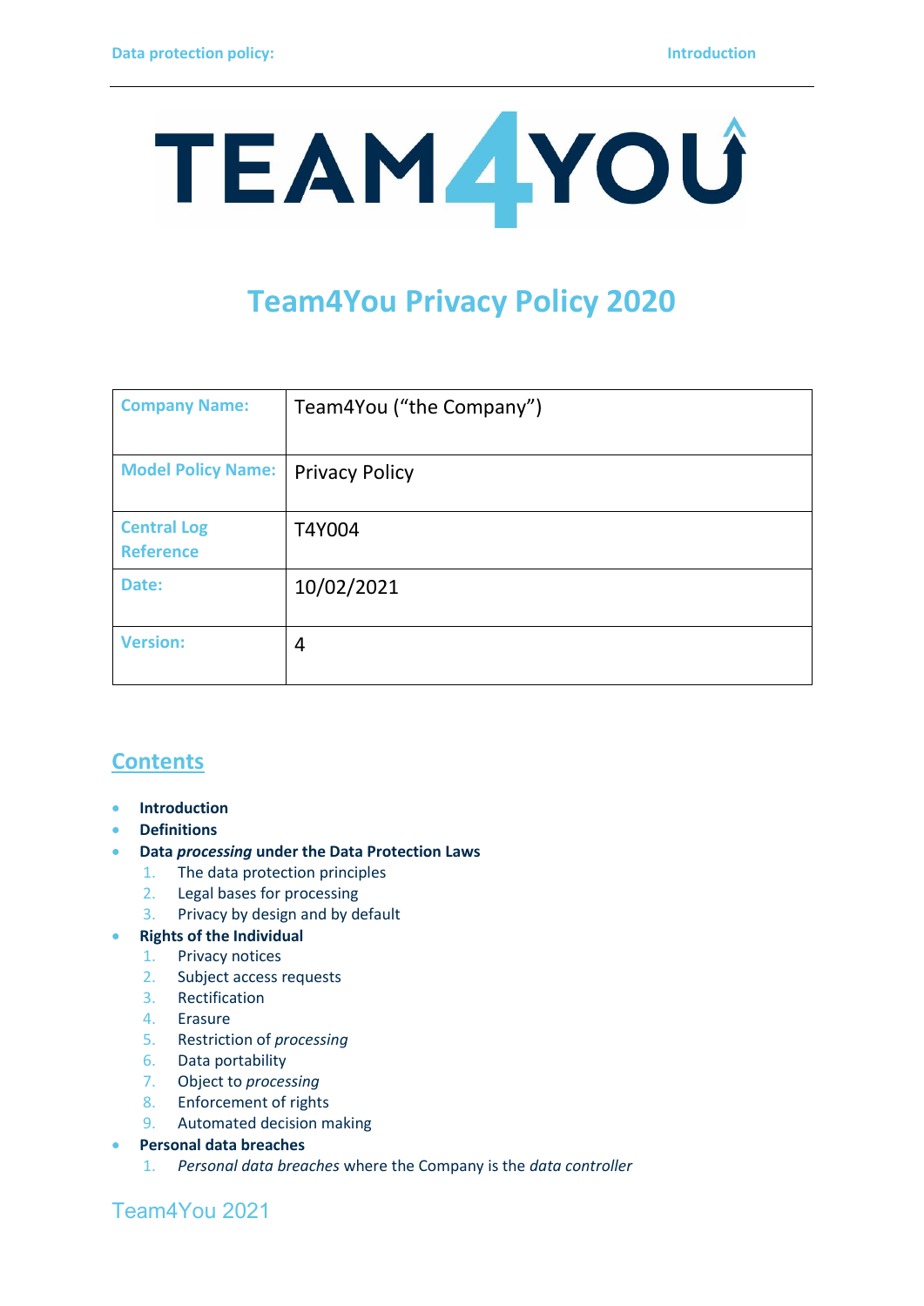# TEAM4YOU

# Team4You Privacy Policy 2020

| Company Name: | Team4You ("the Company") |
|---|---|
| Model Policy Name: | Privacy Policy |
| Central Log Reference | T4Y004 |
| Date: | 10/02/2021 |
| Version: | 4 |

## Contents

- **Introduction**
- **Definitions**
- **Data *processing* under the Data Protection Laws**
  1. The data protection principles
  2. Legal bases for processing
  3. Privacy by design and by default
- **Rights of the Individual**
  1. Privacy notices
  2. Subject access requests
  3. Rectification
  4. Erasure
  5. Restriction of *processing*
  6. Data portability
  7. Object to *processing*
  8. Enforcement of rights
  9. Automated decision making
- **Personal data breaches**
  1. *Personal data breaches* where the Company is the *data controller*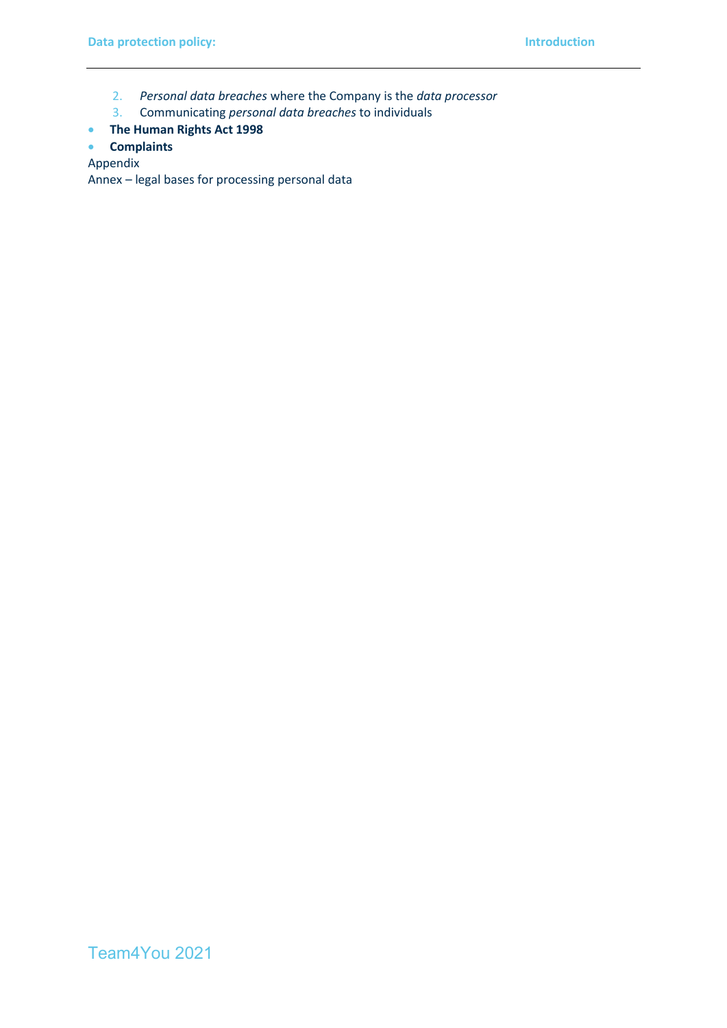2. *Personal data breaches* where the Company is the *data processor*
3. Communicating *personal data breaches* to individuals

- **The Human Rights Act 1998**
- **Complaints**

Appendix

Annex – legal bases for processing personal data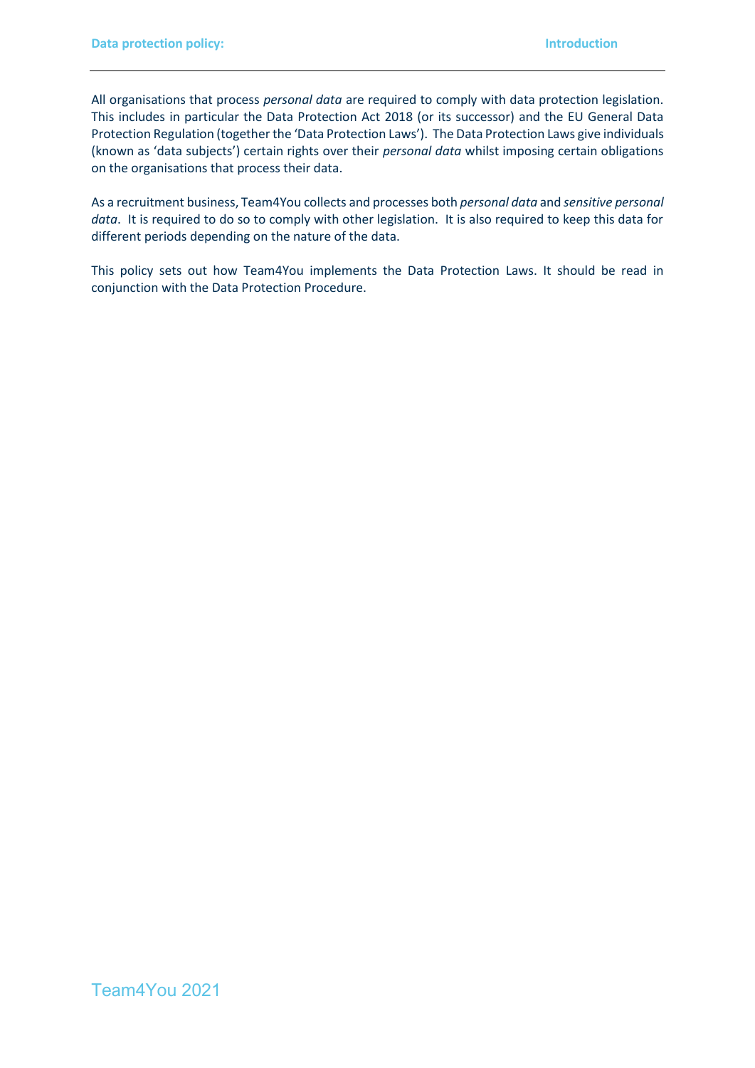All organisations that process *personal data* are required to comply with data protection legislation. This includes in particular the Data Protection Act 2018 (or its successor) and the EU General Data Protection Regulation (together the 'Data Protection Laws'). The Data Protection Laws give individuals (known as 'data subjects') certain rights over their *personal data* whilst imposing certain obligations on the organisations that process their data.

As a recruitment business, Team4You collects and processes both *personal data* and *sensitive personal data*. It is required to do so to comply with other legislation. It is also required to keep this data for different periods depending on the nature of the data.

This policy sets out how Team4You implements the Data Protection Laws. It should be read in conjunction with the Data Protection Procedure.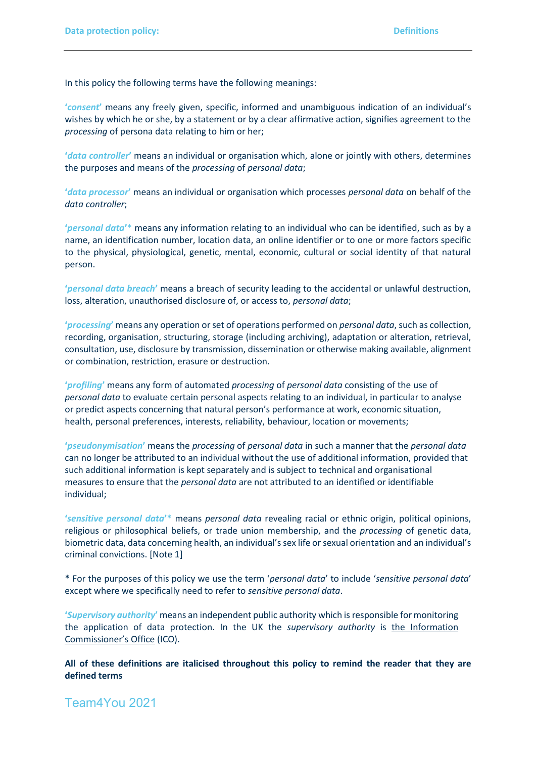In this policy the following terms have the following meanings:

**'*consent*'** means any freely given, specific, informed and unambiguous indication of an individual's wishes by which he or she, by a statement or by a clear affirmative action, signifies agreement to the *processing* of persona data relating to him or her;

**'*data controller*'** means an individual or organisation which, alone or jointly with others, determines the purposes and means of the *processing* of *personal data*;

**'*data processor*'** means an individual or organisation which processes *personal data* on behalf of the *data controller*;

**'*personal data*'*** means any information relating to an individual who can be identified, such as by a name, an identification number, location data, an online identifier or to one or more factors specific to the physical, physiological, genetic, mental, economic, cultural or social identity of that natural person.

**'*personal data breach*'** means a breach of security leading to the accidental or unlawful destruction, loss, alteration, unauthorised disclosure of, or access to, *personal data*;

**'*processing*'** means any operation or set of operations performed on *personal data*, such as collection, recording, organisation, structuring, storage (including archiving), adaptation or alteration, retrieval, consultation, use, disclosure by transmission, dissemination or otherwise making available, alignment or combination, restriction, erasure or destruction.

**'*profiling*'** means any form of automated *processing* of *personal data* consisting of the use of *personal data* to evaluate certain personal aspects relating to an individual, in particular to analyse or predict aspects concerning that natural person's performance at work, economic situation, health, personal preferences, interests, reliability, behaviour, location or movements;

**'*pseudonymisation*'** means the *processing* of *personal data* in such a manner that the *personal data* can no longer be attributed to an individual without the use of additional information, provided that such additional information is kept separately and is subject to technical and organisational measures to ensure that the *personal data* are not attributed to an identified or identifiable individual;

**'*sensitive personal data*'*** means *personal data* revealing racial or ethnic origin, political opinions, religious or philosophical beliefs, or trade union membership, and the *processing* of genetic data, biometric data, data concerning health, an individual's sex life or sexual orientation and an individual's criminal convictions. [Note 1]

\* For the purposes of this policy we use the term '*personal data*' to include '*sensitive personal data*' except where we specifically need to refer to *sensitive personal data*.

**'*Supervisory authority*'** means an independent public authority which is responsible for monitoring the application of data protection. In the UK the *supervisory authority* is the Information Commissioner's Office (ICO).

**All of these definitions are italicised throughout this policy to remind the reader that they are defined terms**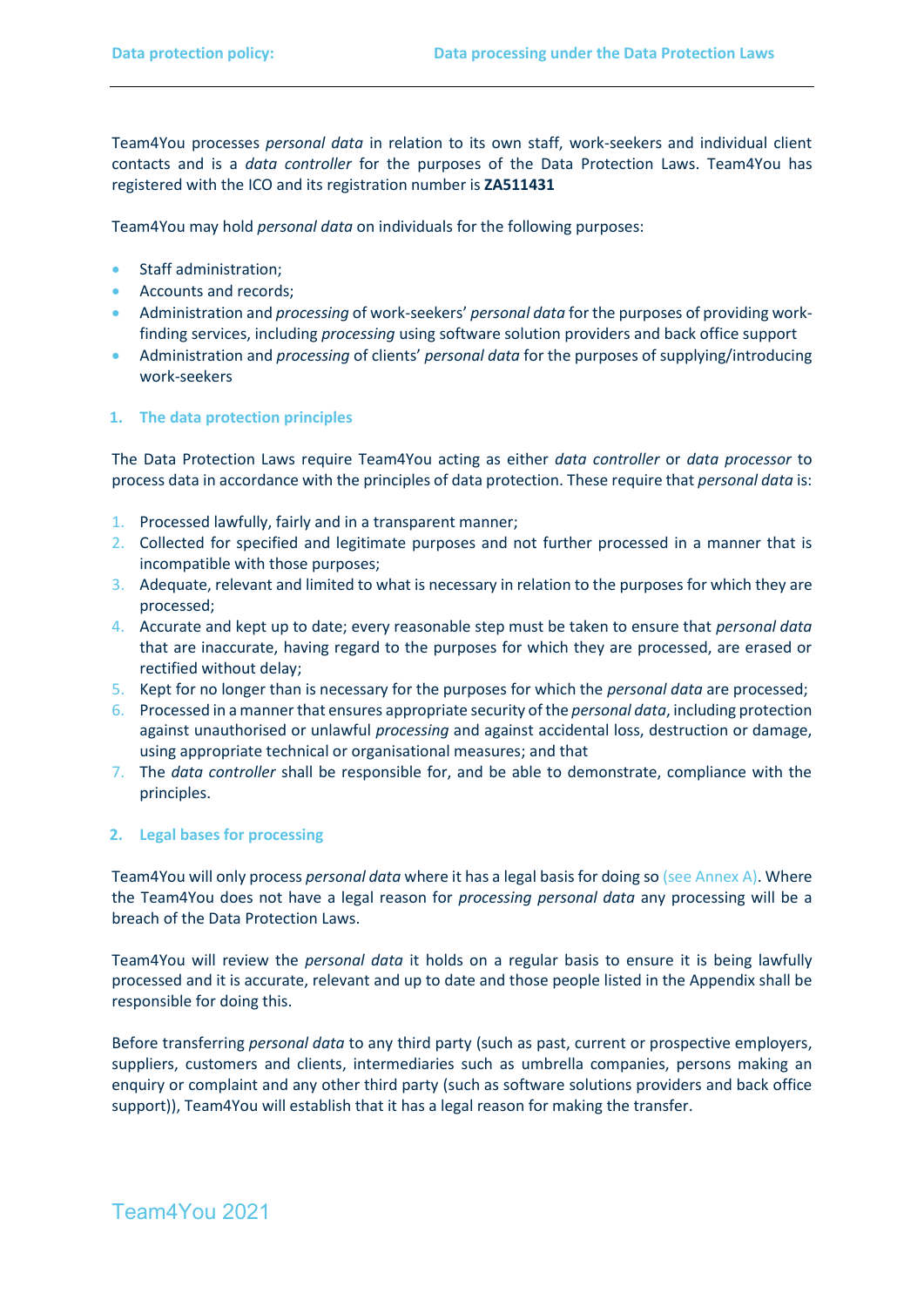Team4You processes *personal data* in relation to its own staff, work-seekers and individual client contacts and is a *data controller* for the purposes of the Data Protection Laws. Team4You has registered with the ICO and its registration number is **ZA511431**

Team4You may hold *personal data* on individuals for the following purposes:

- Staff administration;
- Accounts and records;
- Administration and *processing* of work-seekers' *personal data* for the purposes of providing work-finding services, including *processing* using software solution providers and back office support
- Administration and *processing* of clients' *personal data* for the purposes of supplying/introducing work-seekers

## 1. The data protection principles

The Data Protection Laws require Team4You acting as either *data controller* or *data processor* to process data in accordance with the principles of data protection. These require that *personal data* is:

1. Processed lawfully, fairly and in a transparent manner;
2. Collected for specified and legitimate purposes and not further processed in a manner that is incompatible with those purposes;
3. Adequate, relevant and limited to what is necessary in relation to the purposes for which they are processed;
4. Accurate and kept up to date; every reasonable step must be taken to ensure that *personal data* that are inaccurate, having regard to the purposes for which they are processed, are erased or rectified without delay;
5. Kept for no longer than is necessary for the purposes for which the *personal data* are processed;
6. Processed in a manner that ensures appropriate security of the *personal data*, including protection against unauthorised or unlawful *processing* and against accidental loss, destruction or damage, using appropriate technical or organisational measures; and that
7. The *data controller* shall be responsible for, and be able to demonstrate, compliance with the principles.

## 2. Legal bases for processing

Team4You will only process *personal data* where it has a legal basis for doing so (see Annex A). Where the Team4You does not have a legal reason for *processing personal data* any processing will be a breach of the Data Protection Laws.

Team4You will review the *personal data* it holds on a regular basis to ensure it is being lawfully processed and it is accurate, relevant and up to date and those people listed in the Appendix shall be responsible for doing this.

Before transferring *personal data* to any third party (such as past, current or prospective employers, suppliers, customers and clients, intermediaries such as umbrella companies, persons making an enquiry or complaint and any other third party (such as software solutions providers and back office support)), Team4You will establish that it has a legal reason for making the transfer.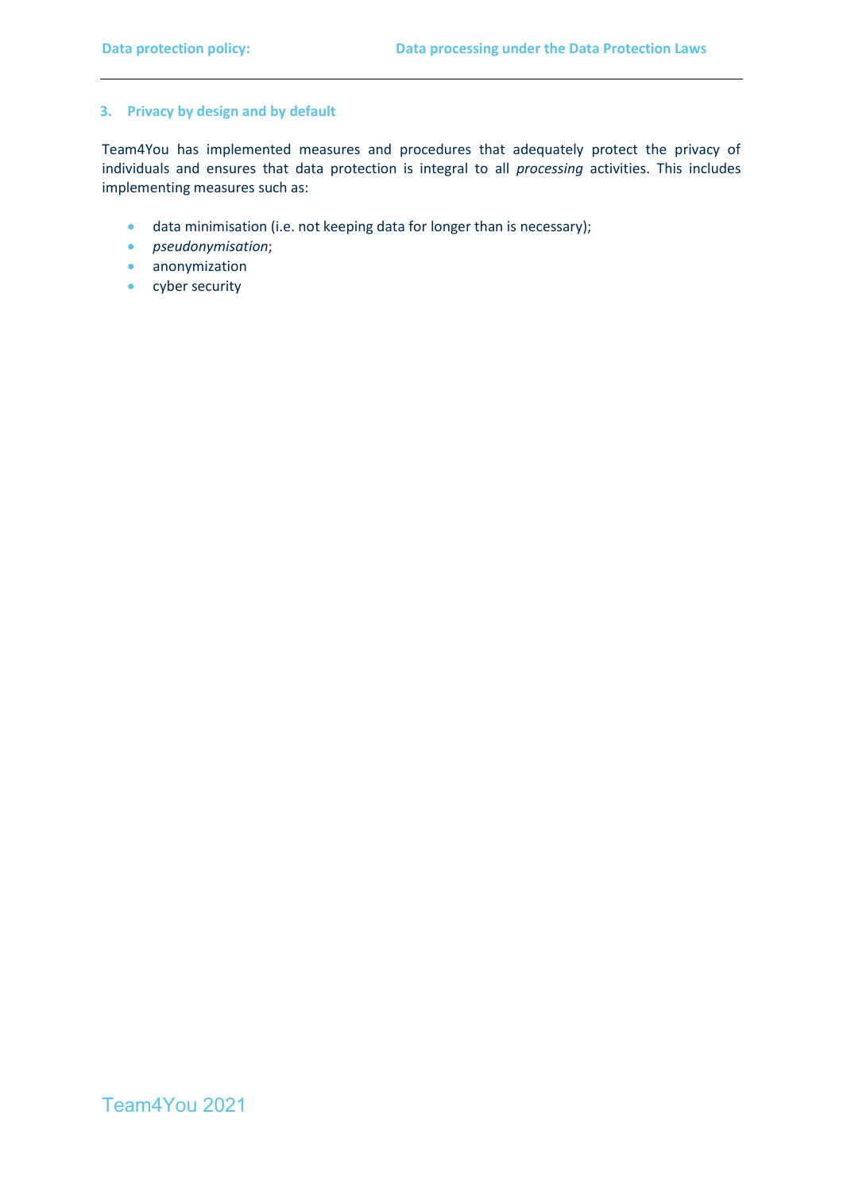### 3. Privacy by design and by default

Team4You has implemented measures and procedures that adequately protect the privacy of individuals and ensures that data protection is integral to all *processing* activities. This includes implementing measures such as:

- data minimisation (i.e. not keeping data for longer than is necessary);
- *pseudonymisation*;
- anonymization
- cyber security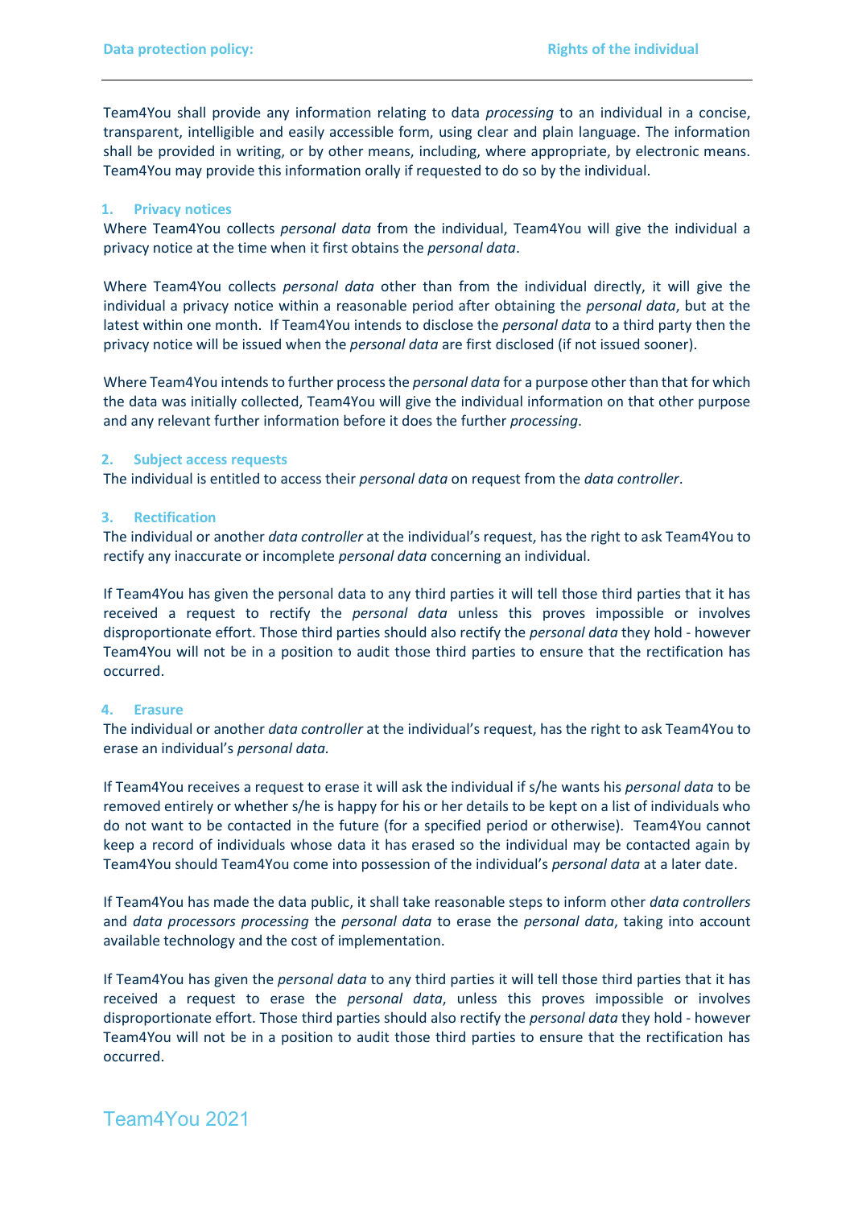Team4You shall provide any information relating to data *processing* to an individual in a concise, transparent, intelligible and easily accessible form, using clear and plain language. The information shall be provided in writing, or by other means, including, where appropriate, by electronic means. Team4You may provide this information orally if requested to do so by the individual.

### 1. Privacy notices

Where Team4You collects *personal data* from the individual, Team4You will give the individual a privacy notice at the time when it first obtains the *personal data*.

Where Team4You collects *personal data* other than from the individual directly, it will give the individual a privacy notice within a reasonable period after obtaining the *personal data*, but at the latest within one month. If Team4You intends to disclose the *personal data* to a third party then the privacy notice will be issued when the *personal data* are first disclosed (if not issued sooner).

Where Team4You intends to further process the *personal data* for a purpose other than that for which the data was initially collected, Team4You will give the individual information on that other purpose and any relevant further information before it does the further *processing*.

### 2. Subject access requests

The individual is entitled to access their *personal data* on request from the *data controller*.

### 3. Rectification

The individual or another *data controller* at the individual's request, has the right to ask Team4You to rectify any inaccurate or incomplete *personal data* concerning an individual.

If Team4You has given the personal data to any third parties it will tell those third parties that it has received a request to rectify the *personal data* unless this proves impossible or involves disproportionate effort. Those third parties should also rectify the *personal data* they hold - however Team4You will not be in a position to audit those third parties to ensure that the rectification has occurred.

### 4. Erasure

The individual or another *data controller* at the individual's request, has the right to ask Team4You to erase an individual's *personal data.*

If Team4You receives a request to erase it will ask the individual if s/he wants his *personal data* to be removed entirely or whether s/he is happy for his or her details to be kept on a list of individuals who do not want to be contacted in the future (for a specified period or otherwise). Team4You cannot keep a record of individuals whose data it has erased so the individual may be contacted again by Team4You should Team4You come into possession of the individual's *personal data* at a later date.

If Team4You has made the data public, it shall take reasonable steps to inform other *data controllers* and *data processors processing* the *personal data* to erase the *personal data*, taking into account available technology and the cost of implementation.

If Team4You has given the *personal data* to any third parties it will tell those third parties that it has received a request to erase the *personal data*, unless this proves impossible or involves disproportionate effort. Those third parties should also rectify the *personal data* they hold - however Team4You will not be in a position to audit those third parties to ensure that the rectification has occurred.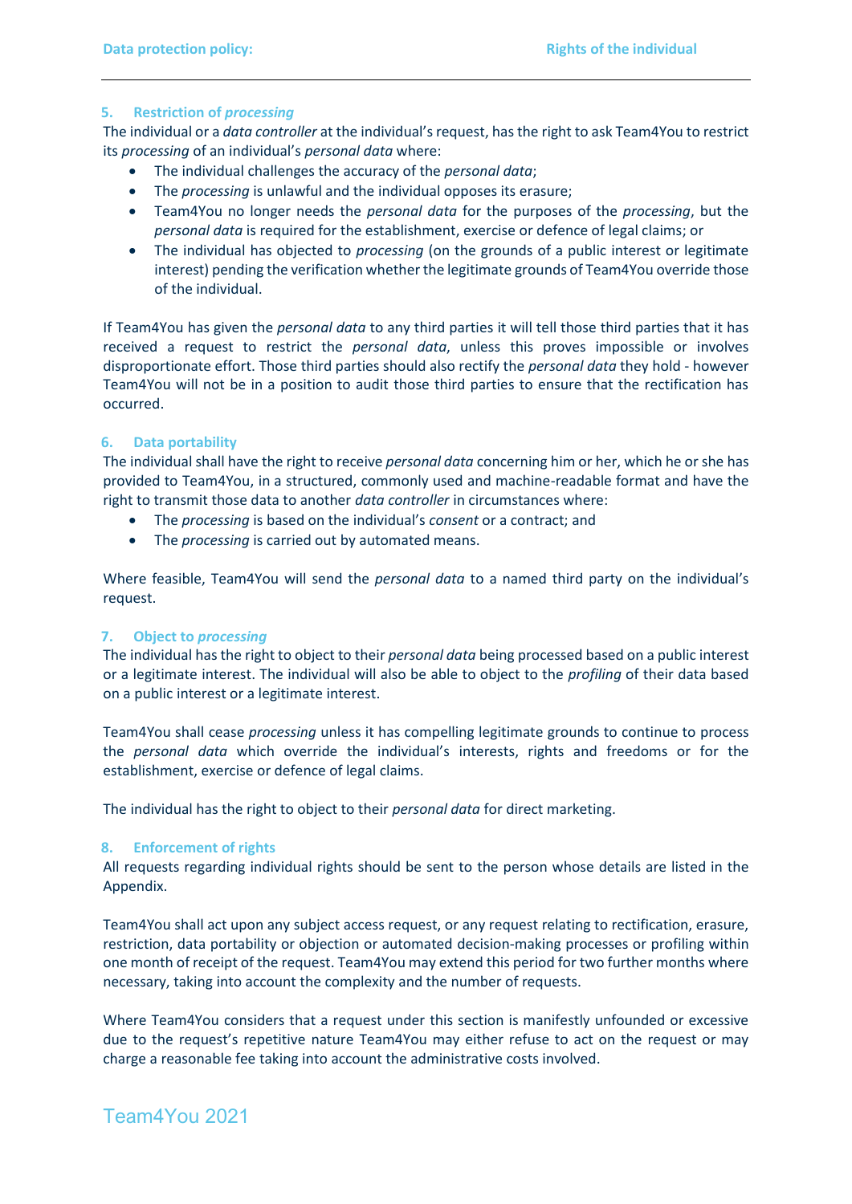## 5. Restriction of *processing*

The individual or a *data controller* at the individual's request, has the right to ask Team4You to restrict its *processing* of an individual's *personal data* where:

- The individual challenges the accuracy of the *personal data*;
- The *processing* is unlawful and the individual opposes its erasure;
- Team4You no longer needs the *personal data* for the purposes of the *processing*, but the *personal data* is required for the establishment, exercise or defence of legal claims; or
- The individual has objected to *processing* (on the grounds of a public interest or legitimate interest) pending the verification whether the legitimate grounds of Team4You override those of the individual.

If Team4You has given the *personal data* to any third parties it will tell those third parties that it has received a request to restrict the *personal data*, unless this proves impossible or involves disproportionate effort. Those third parties should also rectify the *personal data* they hold - however Team4You will not be in a position to audit those third parties to ensure that the rectification has occurred.

## 6. Data portability

The individual shall have the right to receive *personal data* concerning him or her, which he or she has provided to Team4You, in a structured, commonly used and machine-readable format and have the right to transmit those data to another *data controller* in circumstances where:

- The *processing* is based on the individual's *consent* or a contract; and
- The *processing* is carried out by automated means.

Where feasible, Team4You will send the *personal data* to a named third party on the individual's request.

## 7. Object to *processing*

The individual has the right to object to their *personal data* being processed based on a public interest or a legitimate interest. The individual will also be able to object to the *profiling* of their data based on a public interest or a legitimate interest.

Team4You shall cease *processing* unless it has compelling legitimate grounds to continue to process the *personal data* which override the individual's interests, rights and freedoms or for the establishment, exercise or defence of legal claims.

The individual has the right to object to their *personal data* for direct marketing.

## 8. Enforcement of rights

All requests regarding individual rights should be sent to the person whose details are listed in the Appendix.

Team4You shall act upon any subject access request, or any request relating to rectification, erasure, restriction, data portability or objection or automated decision-making processes or profiling within one month of receipt of the request. Team4You may extend this period for two further months where necessary, taking into account the complexity and the number of requests.

Where Team4You considers that a request under this section is manifestly unfounded or excessive due to the request's repetitive nature Team4You may either refuse to act on the request or may charge a reasonable fee taking into account the administrative costs involved.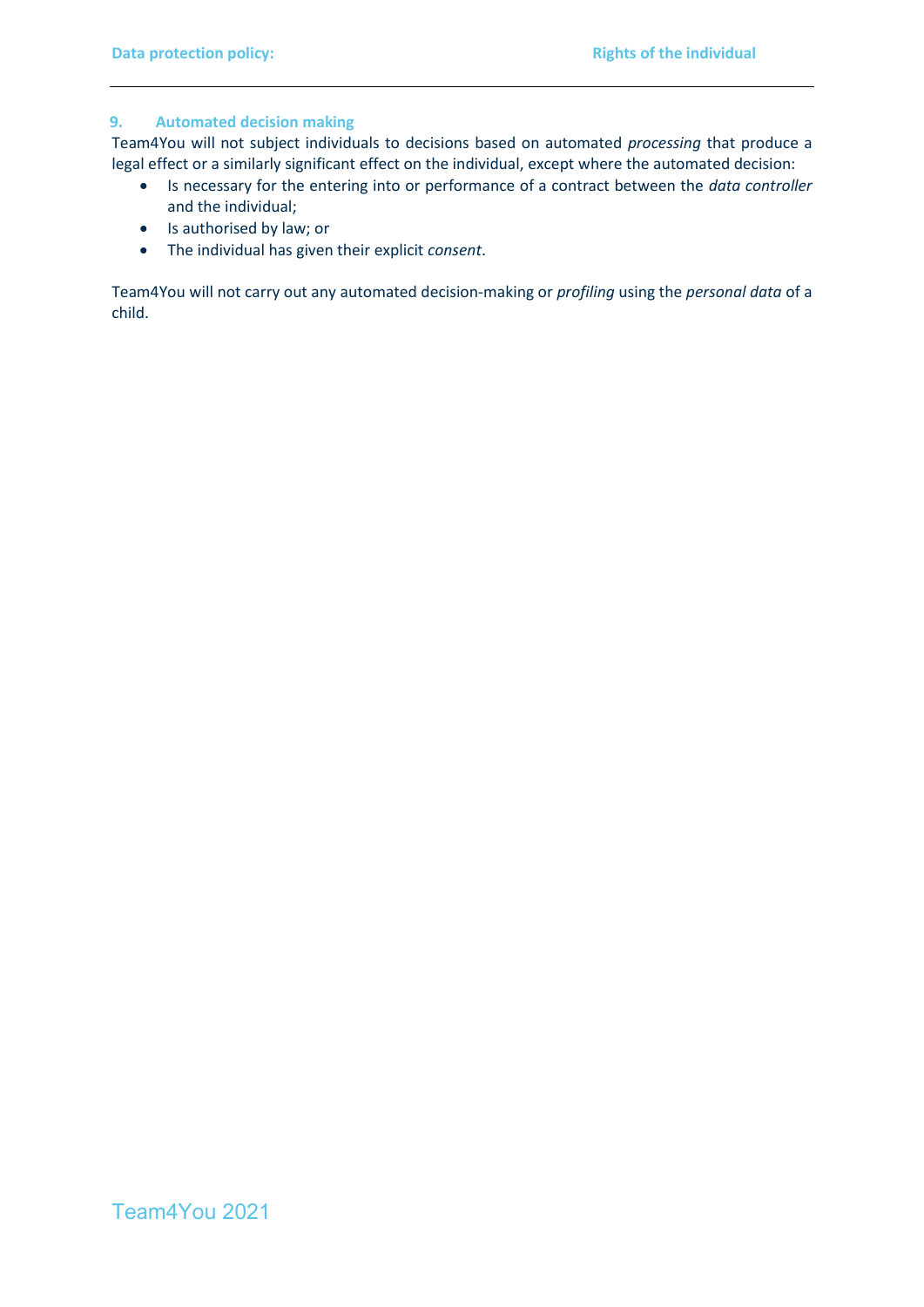## 9. Automated decision making

Team4You will not subject individuals to decisions based on automated *processing* that produce a legal effect or a similarly significant effect on the individual, except where the automated decision:

- Is necessary for the entering into or performance of a contract between the *data controller* and the individual;
- Is authorised by law; or
- The individual has given their explicit *consent*.

Team4You will not carry out any automated decision-making or *profiling* using the *personal data* of a child.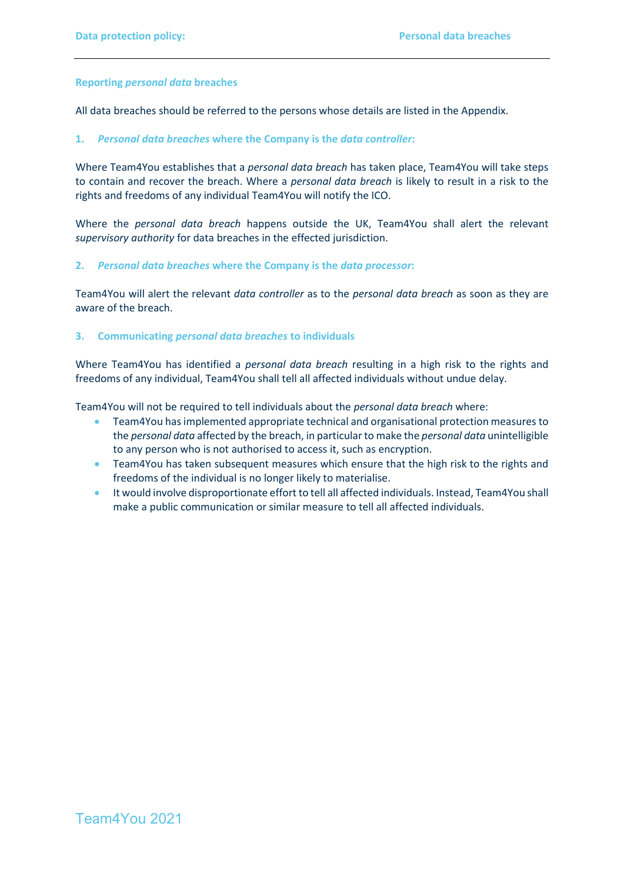## Reporting *personal data* breaches

All data breaches should be referred to the persons whose details are listed in the Appendix.

### 1. *Personal data breaches* where the Company is the *data controller*:

Where Team4You establishes that a *personal data breach* has taken place, Team4You will take steps to contain and recover the breach. Where a *personal data breach* is likely to result in a risk to the rights and freedoms of any individual Team4You will notify the ICO.

Where the *personal data breach* happens outside the UK, Team4You shall alert the relevant *supervisory authority* for data breaches in the effected jurisdiction.

### 2. *Personal data breaches* where the Company is the *data processor*:

Team4You will alert the relevant *data controller* as to the *personal data breach* as soon as they are aware of the breach.

### 3. Communicating *personal data breaches* to individuals

Where Team4You has identified a *personal data breach* resulting in a high risk to the rights and freedoms of any individual, Team4You shall tell all affected individuals without undue delay.

Team4You will not be required to tell individuals about the *personal data breach* where:

- Team4You has implemented appropriate technical and organisational protection measures to the *personal data* affected by the breach, in particular to make the *personal data* unintelligible to any person who is not authorised to access it, such as encryption.
- Team4You has taken subsequent measures which ensure that the high risk to the rights and freedoms of the individual is no longer likely to materialise.
- It would involve disproportionate effort to tell all affected individuals. Instead, Team4You shall make a public communication or similar measure to tell all affected individuals.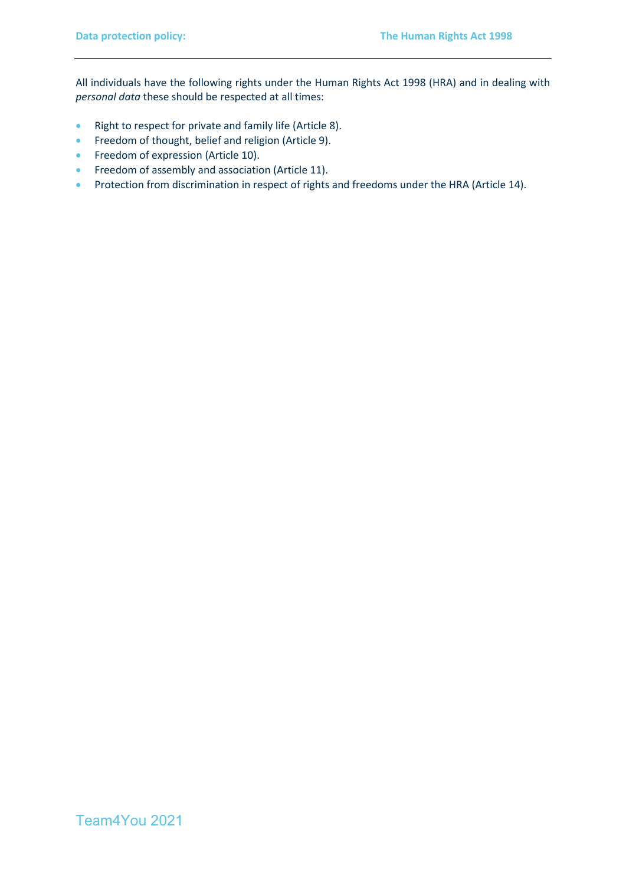All individuals have the following rights under the Human Rights Act 1998 (HRA) and in dealing with *personal data* these should be respected at all times:

- Right to respect for private and family life (Article 8).
- Freedom of thought, belief and religion (Article 9).
- Freedom of expression (Article 10).
- Freedom of assembly and association (Article 11).
- Protection from discrimination in respect of rights and freedoms under the HRA (Article 14).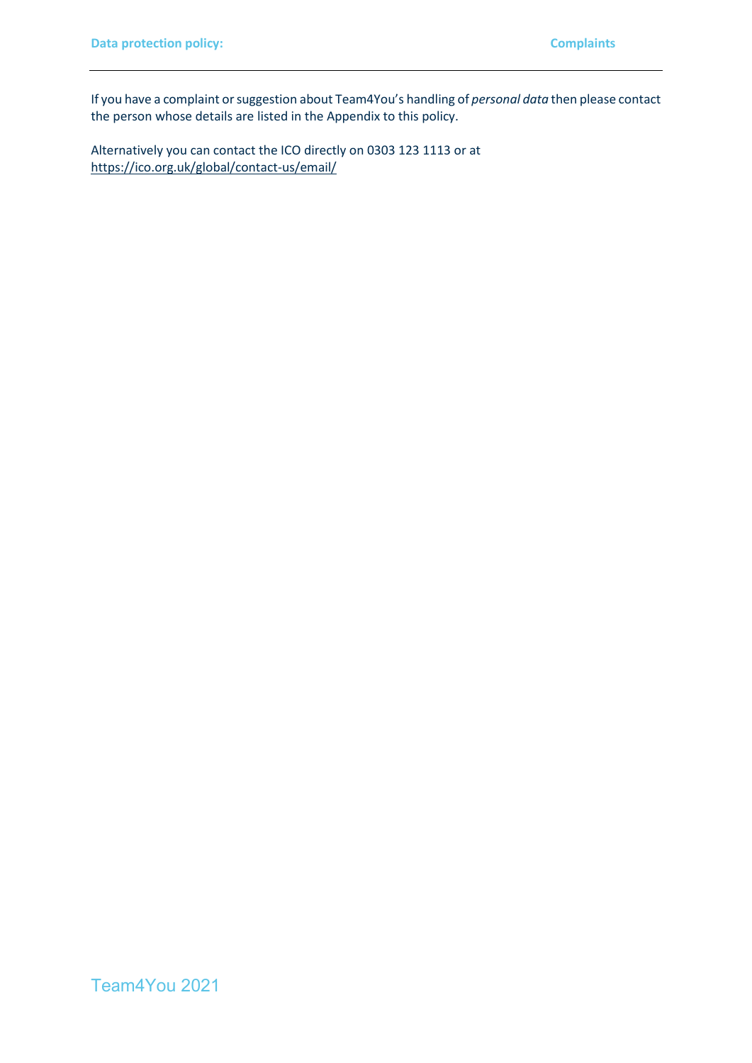## Complaints

If you have a complaint or suggestion about Team4You's handling of *personal data* then please contact the person whose details are listed in the Appendix to this policy.

Alternatively you can contact the ICO directly on 0303 123 1113 or at https://ico.org.uk/global/contact-us/email/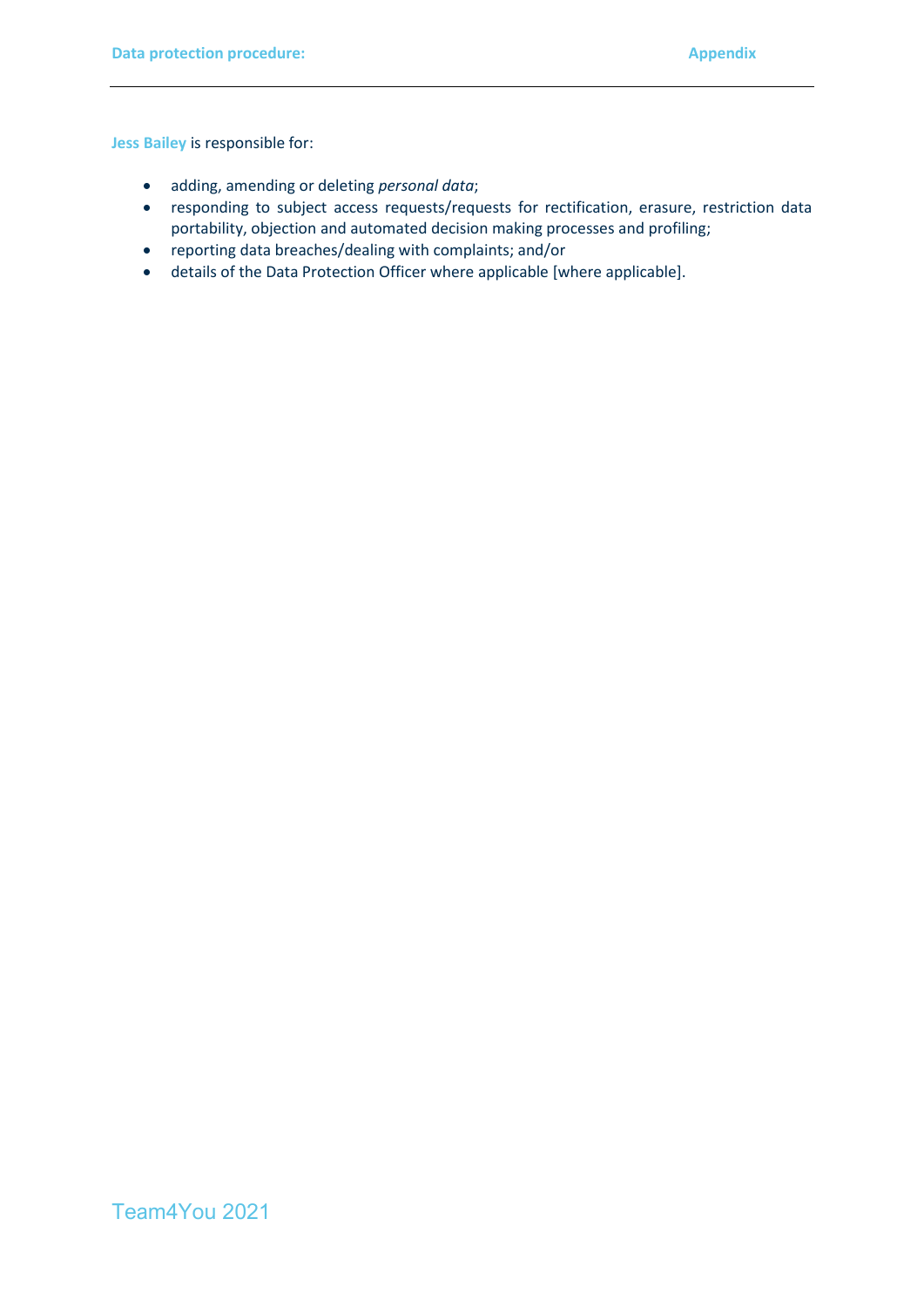**Jess Bailey** is responsible for:

- adding, amending or deleting *personal data*;
- responding to subject access requests/requests for rectification, erasure, restriction data portability, objection and automated decision making processes and profiling;
- reporting data breaches/dealing with complaints; and/or
- details of the Data Protection Officer where applicable [where applicable].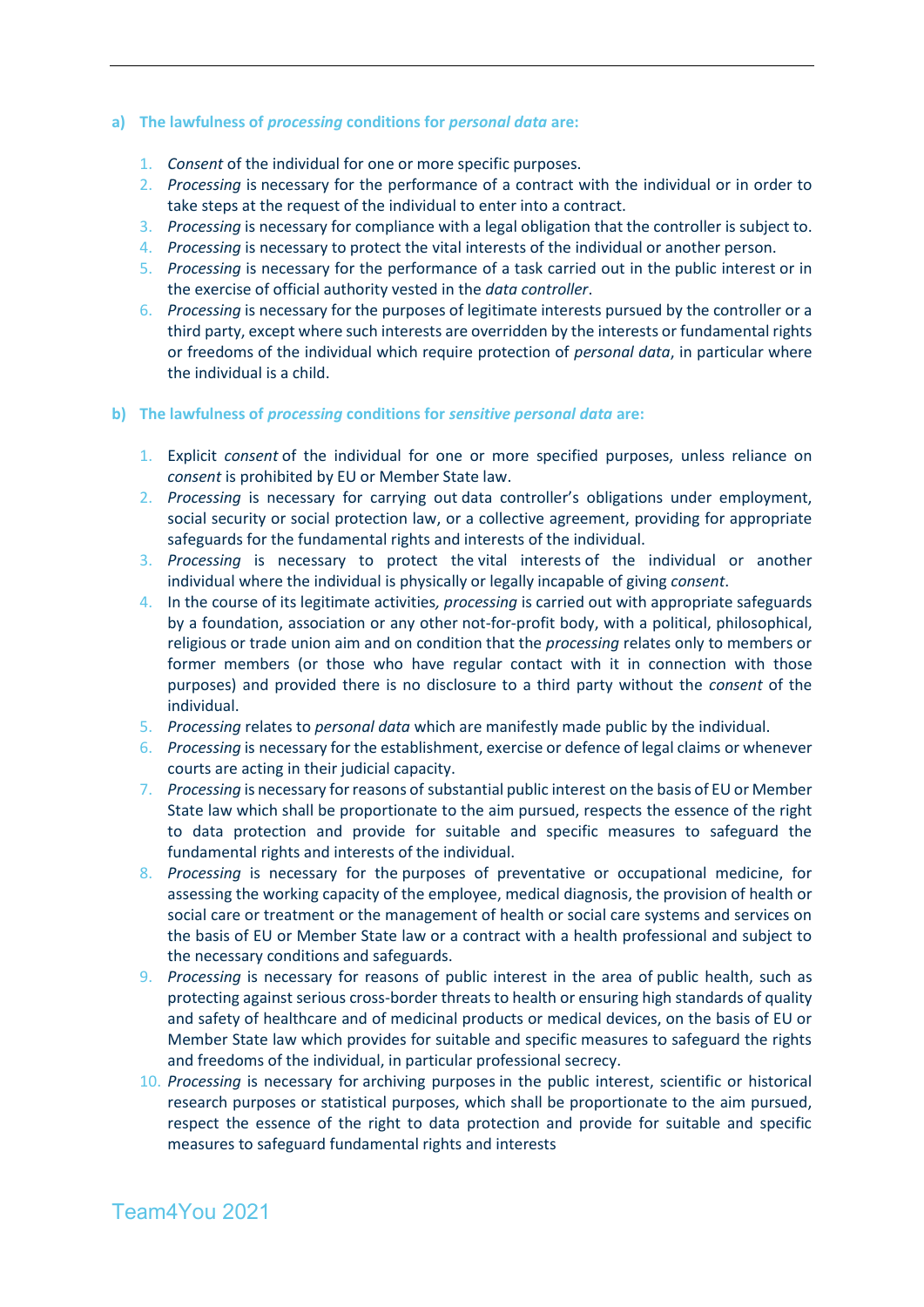**a) The lawfulness of *processing* conditions for *personal data* are:**

1. *Consent* of the individual for one or more specific purposes.
2. *Processing* is necessary for the performance of a contract with the individual or in order to take steps at the request of the individual to enter into a contract.
3. *Processing* is necessary for compliance with a legal obligation that the controller is subject to.
4. *Processing* is necessary to protect the vital interests of the individual or another person.
5. *Processing* is necessary for the performance of a task carried out in the public interest or in the exercise of official authority vested in the *data controller*.
6. *Processing* is necessary for the purposes of legitimate interests pursued by the controller or a third party, except where such interests are overridden by the interests or fundamental rights or freedoms of the individual which require protection of *personal data*, in particular where the individual is a child.

**b) The lawfulness of *processing* conditions for *sensitive personal data* are:**

1. Explicit *consent* of the individual for one or more specified purposes, unless reliance on *consent* is prohibited by EU or Member State law.
2. *Processing* is necessary for carrying out data controller's obligations under employment, social security or social protection law, or a collective agreement, providing for appropriate safeguards for the fundamental rights and interests of the individual.
3. *Processing* is necessary to protect the vital interests of the individual or another individual where the individual is physically or legally incapable of giving *consent*.
4. In the course of its legitimate activities*, processing* is carried out with appropriate safeguards by a foundation, association or any other not-for-profit body, with a political, philosophical, religious or trade union aim and on condition that the *processing* relates only to members or former members (or those who have regular contact with it in connection with those purposes) and provided there is no disclosure to a third party without the *consent* of the individual.
5. *Processing* relates to *personal data* which are manifestly made public by the individual.
6. *Processing* is necessary for the establishment, exercise or defence of legal claims or whenever courts are acting in their judicial capacity.
7. *Processing* is necessary for reasons of substantial public interest on the basis of EU or Member State law which shall be proportionate to the aim pursued, respects the essence of the right to data protection and provide for suitable and specific measures to safeguard the fundamental rights and interests of the individual.
8. *Processing* is necessary for the purposes of preventative or occupational medicine, for assessing the working capacity of the employee, medical diagnosis, the provision of health or social care or treatment or the management of health or social care systems and services on the basis of EU or Member State law or a contract with a health professional and subject to the necessary conditions and safeguards.
9. *Processing* is necessary for reasons of public interest in the area of public health, such as protecting against serious cross-border threats to health or ensuring high standards of quality and safety of healthcare and of medicinal products or medical devices, on the basis of EU or Member State law which provides for suitable and specific measures to safeguard the rights and freedoms of the individual, in particular professional secrecy.
10. *Processing* is necessary for archiving purposes in the public interest, scientific or historical research purposes or statistical purposes, which shall be proportionate to the aim pursued, respect the essence of the right to data protection and provide for suitable and specific measures to safeguard fundamental rights and interests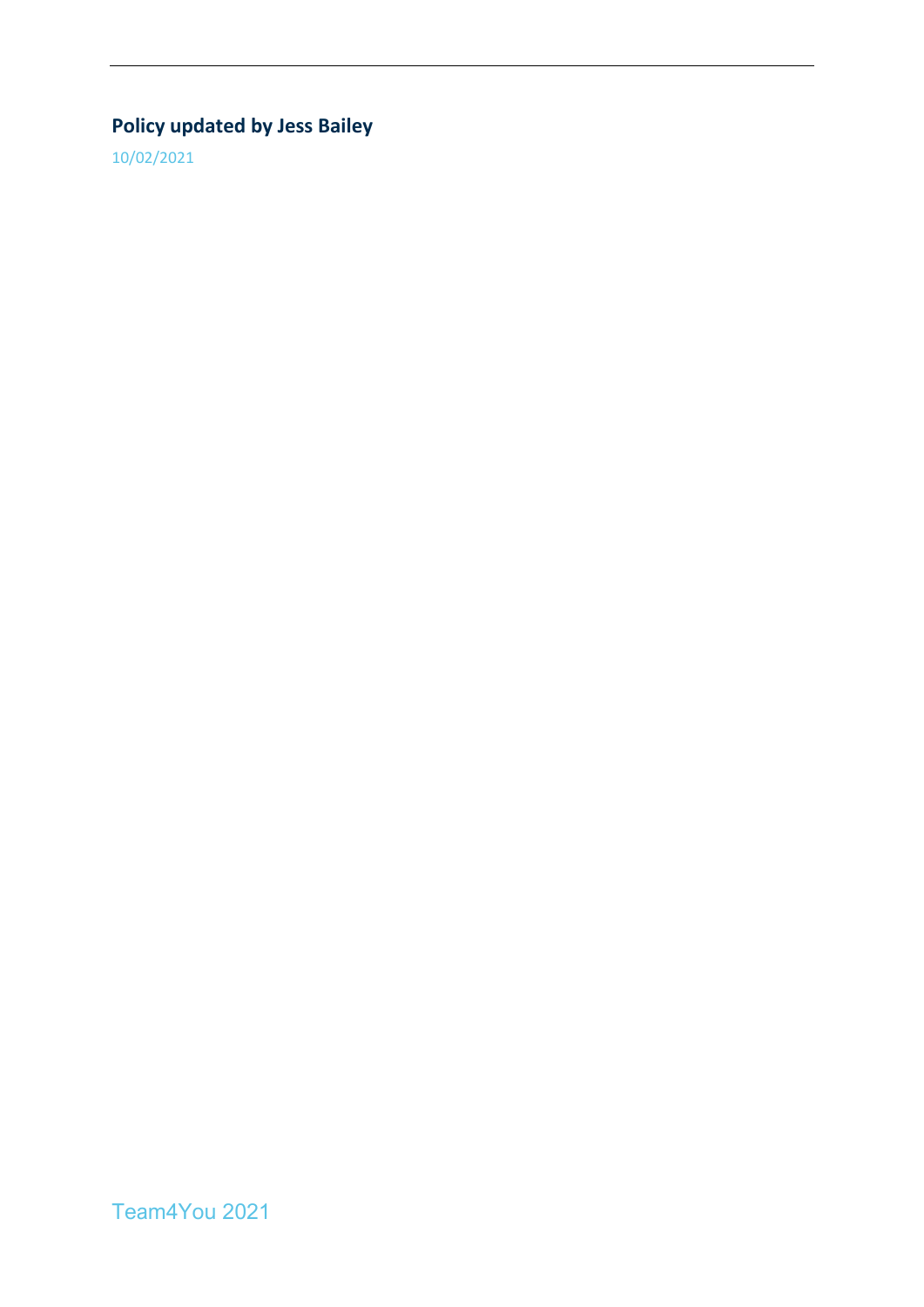**Policy updated by Jess Bailey**

10/02/2021